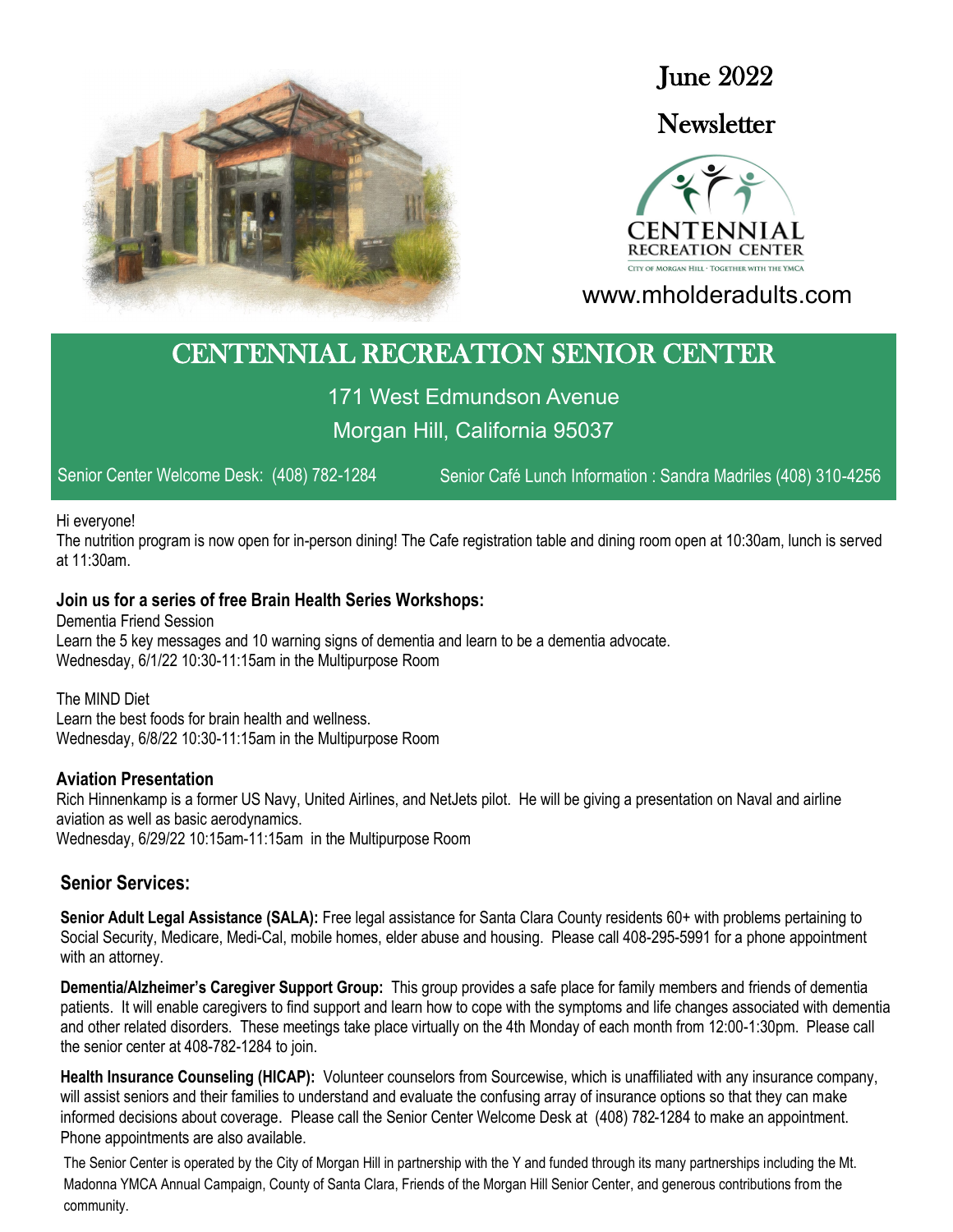# June 2022

# Newsletter

CENTENNIAL RECREATION CENTER

CITY OF MORGAN HILL · TOGETHER WITH THE YMCA

www.mholderadults.com

## CENTENNIAL RECREATION SENIOR CENTER

171 West Edmundson Avenue

Morgan Hill, California 95037

Senior Center Welcome Desk: (408) 782-1284 Senior Café Lunch Information : Sandra Madriles (408) 310-4256

Hi everyone!

The nutrition program is now open for in-person dining! The Cafe registration table and dining room open at 10:30am, lunch is served at 11:30am.

### Join us for a series of free Brain Health Series Workshops:

Dementia Friend Session
Learn the 5 key messages and 10 warning signs of dementia and learn to be a dementia advocate.
Wednesday, 6/1/22 10:30-11:15am in the Multipurpose Room

The MIND Diet
Learn the best foods for brain health and wellness.
Wednesday, 6/8/22 10:30-11:15am in the Multipurpose Room

### Aviation Presentation

Rich Hinnenkamp is a former US Navy, United Airlines, and NetJets pilot. He will be giving a presentation on Naval and airline aviation as well as basic aerodynamics.
Wednesday, 6/29/22 10:15am-11:15am in the Multipurpose Room

## Senior Services:

**Senior Adult Legal Assistance (SALA):** Free legal assistance for Santa Clara County residents 60+ with problems pertaining to Social Security, Medicare, Medi-Cal, mobile homes, elder abuse and housing. Please call 408-295-5991 for a phone appointment with an attorney.

**Dementia/Alzheimer's Caregiver Support Group:** This group provides a safe place for family members and friends of dementia patients. It will enable caregivers to find support and learn how to cope with the symptoms and life changes associated with dementia and other related disorders. These meetings take place virtually on the 4th Monday of each month from 12:00-1:30pm. Please call the senior center at 408-782-1284 to join.

**Health Insurance Counseling (HICAP):** Volunteer counselors from Sourcewise, which is unaffiliated with any insurance company, will assist seniors and their families to understand and evaluate the confusing array of insurance options so that they can make informed decisions about coverage. Please call the Senior Center Welcome Desk at (408) 782-1284 to make an appointment. Phone appointments are also available.

The Senior Center is operated by the City of Morgan Hill in partnership with the Y and funded through its many partnerships including the Mt. Madonna YMCA Annual Campaign, County of Santa Clara, Friends of the Morgan Hill Senior Center, and generous contributions from the community.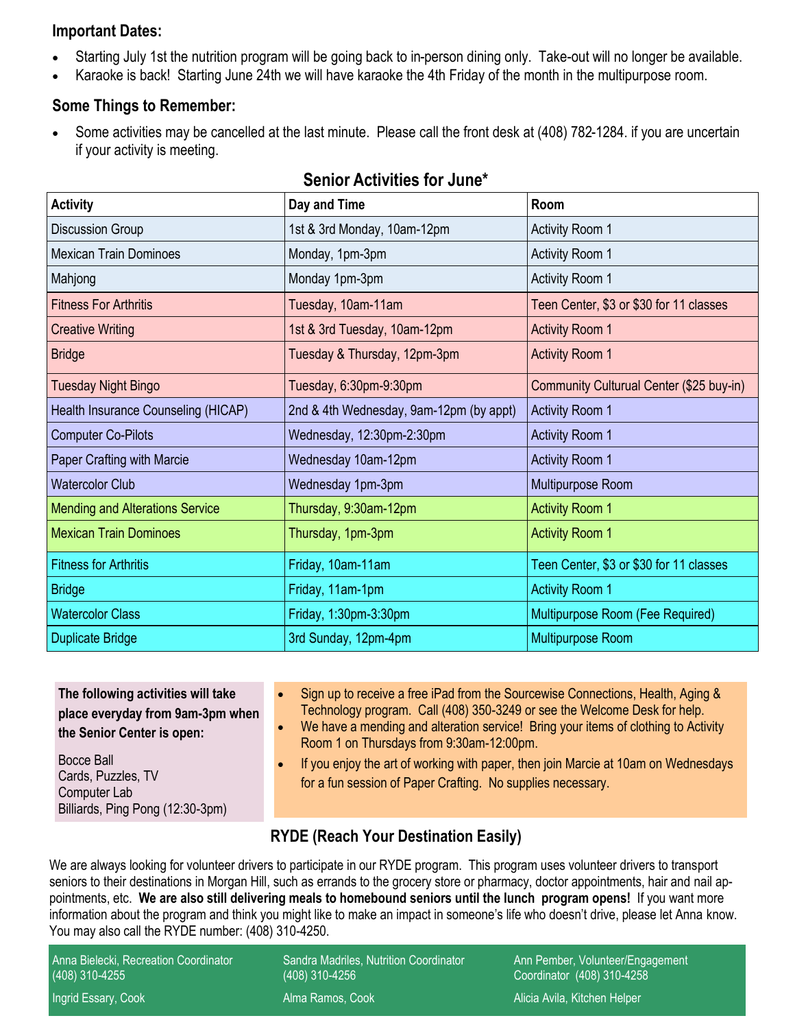## Important Dates:

- Starting July 1st the nutrition program will be going back to in-person dining only. Take-out will no longer be available.
- Karaoke is back! Starting June 24th we will have karaoke the 4th Friday of the month in the multipurpose room.

## Some Things to Remember:

- Some activities may be cancelled at the last minute. Please call the front desk at (408) 782-1284. if you are uncertain if your activity is meeting.

## Senior Activities for June*

| Activity | Day and Time | Room |
|---|---|---|
| Discussion Group | 1st & 3rd Monday, 10am-12pm | Activity Room 1 |
| Mexican Train Dominoes | Monday, 1pm-3pm | Activity Room 1 |
| Mahjong | Monday 1pm-3pm | Activity Room 1 |
| Fitness For Arthritis | Tuesday, 10am-11am | Teen Center, $3 or $30 for 11 classes |
| Creative Writing | 1st & 3rd Tuesday, 10am-12pm | Activity Room 1 |
| Bridge | Tuesday & Thursday, 12pm-3pm | Activity Room 1 |
| Tuesday Night Bingo | Tuesday, 6:30pm-9:30pm | Community Culturual Center ($25 buy-in) |
| Health Insurance Counseling (HICAP) | 2nd & 4th Wednesday, 9am-12pm (by appt) | Activity Room 1 |
| Computer Co-Pilots | Wednesday, 12:30pm-2:30pm | Activity Room 1 |
| Paper Crafting with Marcie | Wednesday 10am-12pm | Activity Room 1 |
| Watercolor Club | Wednesday 1pm-3pm | Multipurpose Room |
| Mending and Alterations Service | Thursday, 9:30am-12pm | Activity Room 1 |
| Mexican Train Dominoes | Thursday, 1pm-3pm | Activity Room 1 |
| Fitness for Arthritis | Friday, 10am-11am | Teen Center, $3 or $30 for 11 classes |
| Bridge | Friday, 11am-1pm | Activity Room 1 |
| Watercolor Class | Friday, 1:30pm-3:30pm | Multipurpose Room (Fee Required) |
| Duplicate Bridge | 3rd Sunday, 12pm-4pm | Multipurpose Room |

**The following activities will take place everyday from 9am-3pm when the Senior Center is open:**

Bocce Ball
Cards, Puzzles, TV
Computer Lab
Billiards, Ping Pong (12:30-3pm)

- Sign up to receive a free iPad from the Sourcewise Connections, Health, Aging & Technology program. Call (408) 350-3249 or see the Welcome Desk for help.
- We have a mending and alteration service! Bring your items of clothing to Activity Room 1 on Thursdays from 9:30am-12:00pm.
- If you enjoy the art of working with paper, then join Marcie at 10am on Wednesdays for a fun session of Paper Crafting. No supplies necessary.

## RYDE (Reach Your Destination Easily)

We are always looking for volunteer drivers to participate in our RYDE program. This program uses volunteer drivers to transport seniors to their destinations in Morgan Hill, such as errands to the grocery store or pharmacy, doctor appointments, hair and nail appointments, etc. **We are also still delivering meals to homebound seniors until the lunch program opens!** If you want more information about the program and think you might like to make an impact in someone's life who doesn't drive, please let Anna know. You may also call the RYDE number: (408) 310-4250.

Anna Bielecki, Recreation Coordinator (408) 310-4255

Sandra Madriles, Nutrition Coordinator (408) 310-4256

Ann Pember, Volunteer/Engagement Coordinator (408) 310-4258

Ingrid Essary, Cook

Alma Ramos, Cook

Alicia Avila, Kitchen Helper